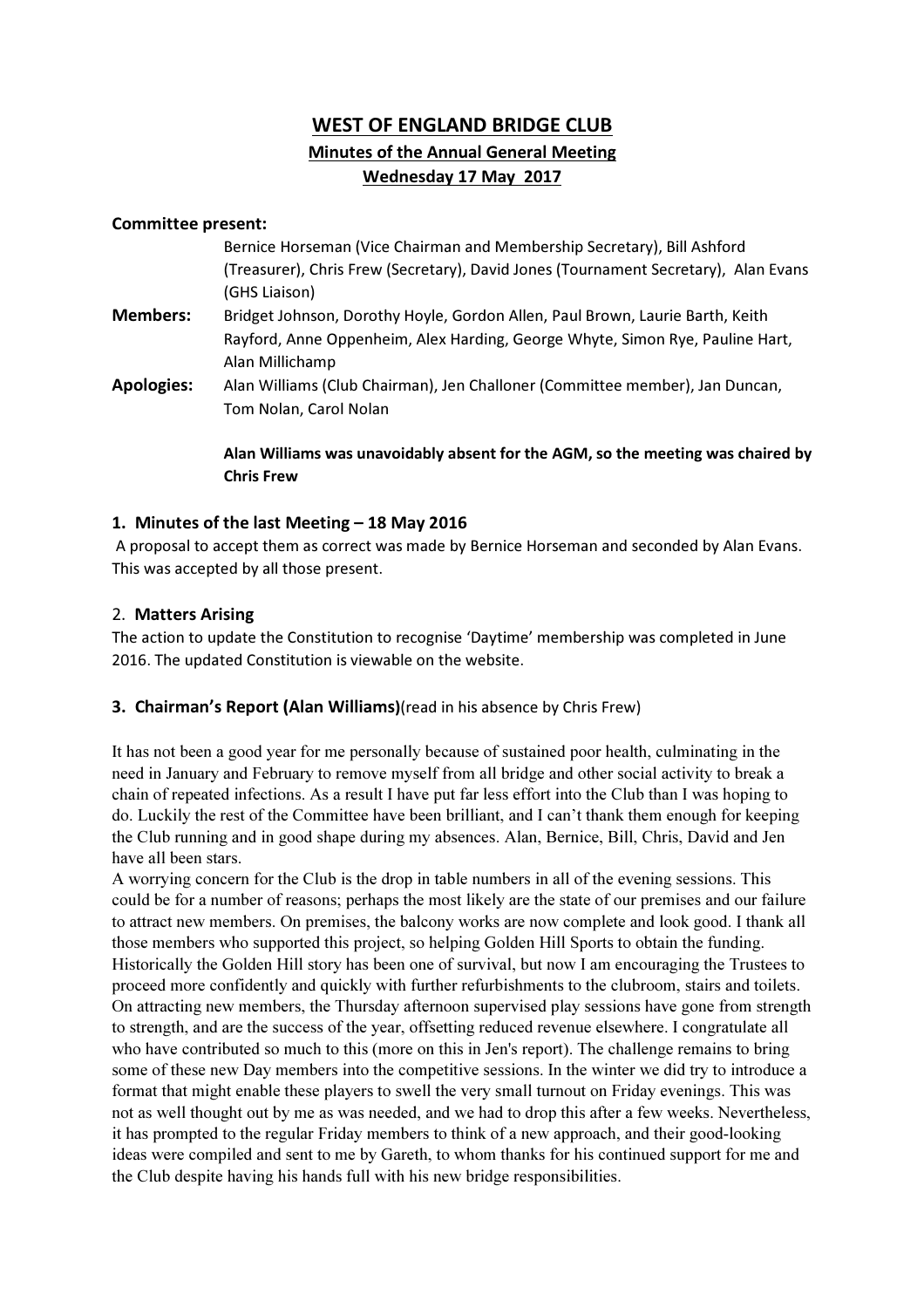# WEST OF ENGLAND BRIDGE CLUB

## Minutes of the Annual General Meeting

## Wednesday 17 May 2017

**Committee present:**
Bernice Horseman (Vice Chairman and Membership Secretary), Bill Ashford (Treasurer), Chris Frew (Secretary), David Jones (Tournament Secretary), Alan Evans (GHS Liaison)

**Members:** Bridget Johnson, Dorothy Hoyle, Gordon Allen, Paul Brown, Laurie Barth, Keith Rayford, Anne Oppenheim, Alex Harding, George Whyte, Simon Rye, Pauline Hart, Alan Millichamp

**Apologies:** Alan Williams (Club Chairman), Jen Challoner (Committee member), Jan Duncan, Tom Nolan, Carol Nolan

**Alan Williams was unavoidably absent for the AGM, so the meeting was chaired by Chris Frew**

### 1. Minutes of the last Meeting – 18 May 2016

A proposal to accept them as correct was made by Bernice Horseman and seconded by Alan Evans. This was accepted by all those present.

### 2. Matters Arising

The action to update the Constitution to recognise 'Daytime' membership was completed in June 2016. The updated Constitution is viewable on the website.

### 3. Chairman's Report (Alan Williams)(read in his absence by Chris Frew)

It has not been a good year for me personally because of sustained poor health, culminating in the need in January and February to remove myself from all bridge and other social activity to break a chain of repeated infections. As a result I have put far less effort into the Club than I was hoping to do. Luckily the rest of the Committee have been brilliant, and I can't thank them enough for keeping the Club running and in good shape during my absences. Alan, Bernice, Bill, Chris, David and Jen have all been stars.

A worrying concern for the Club is the drop in table numbers in all of the evening sessions. This could be for a number of reasons; perhaps the most likely are the state of our premises and our failure to attract new members. On premises, the balcony works are now complete and look good. I thank all those members who supported this project, so helping Golden Hill Sports to obtain the funding. Historically the Golden Hill story has been one of survival, but now I am encouraging the Trustees to proceed more confidently and quickly with further refurbishments to the clubroom, stairs and toilets. On attracting new members, the Thursday afternoon supervised play sessions have gone from strength to strength, and are the success of the year, offsetting reduced revenue elsewhere. I congratulate all who have contributed so much to this (more on this in Jen's report). The challenge remains to bring some of these new Day members into the competitive sessions. In the winter we did try to introduce a format that might enable these players to swell the very small turnout on Friday evenings. This was not as well thought out by me as was needed, and we had to drop this after a few weeks. Nevertheless, it has prompted to the regular Friday members to think of a new approach, and their good-looking ideas were compiled and sent to me by Gareth, to whom thanks for his continued support for me and the Club despite having his hands full with his new bridge responsibilities.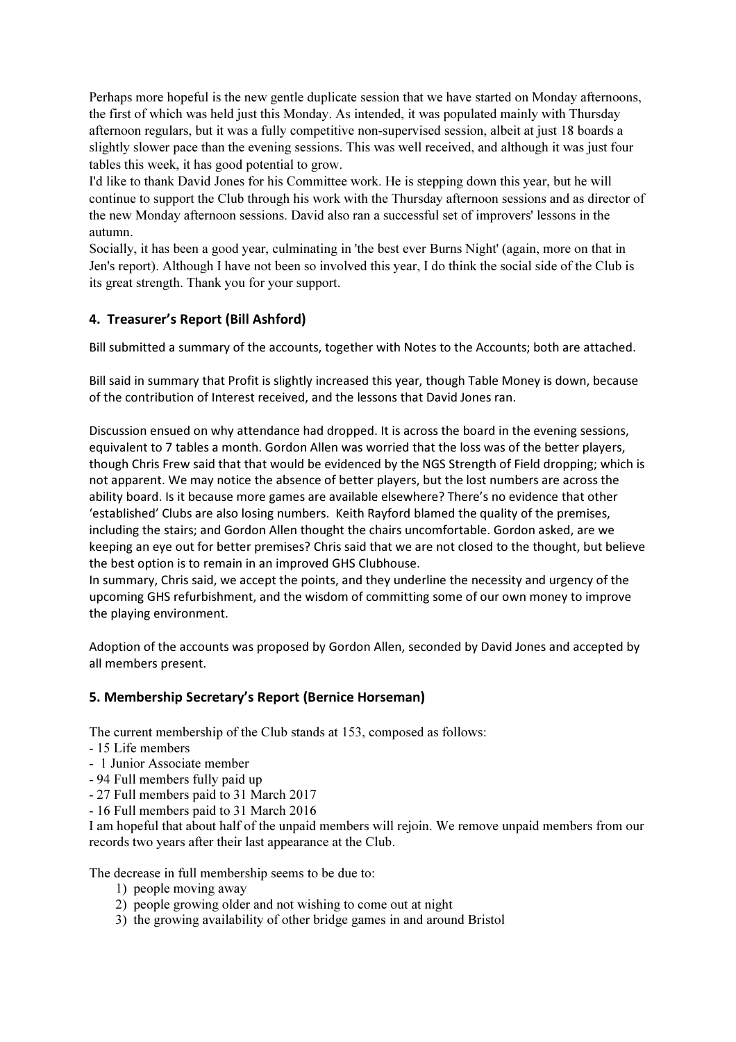Perhaps more hopeful is the new gentle duplicate session that we have started on Monday afternoons, the first of which was held just this Monday. As intended, it was populated mainly with Thursday afternoon regulars, but it was a fully competitive non-supervised session, albeit at just 18 boards a slightly slower pace than the evening sessions. This was well received, and although it was just four tables this week, it has good potential to grow.

I'd like to thank David Jones for his Committee work. He is stepping down this year, but he will continue to support the Club through his work with the Thursday afternoon sessions and as director of the new Monday afternoon sessions. David also ran a successful set of improvers' lessons in the autumn.

Socially, it has been a good year, culminating in 'the best ever Burns Night' (again, more on that in Jen's report). Although I have not been so involved this year, I do think the social side of the Club is its great strength. Thank you for your support.

## 4. Treasurer's Report (Bill Ashford)

Bill submitted a summary of the accounts, together with Notes to the Accounts; both are attached.

Bill said in summary that Profit is slightly increased this year, though Table Money is down, because of the contribution of Interest received, and the lessons that David Jones ran.

Discussion ensued on why attendance had dropped. It is across the board in the evening sessions, equivalent to 7 tables a month. Gordon Allen was worried that the loss was of the better players, though Chris Frew said that that would be evidenced by the NGS Strength of Field dropping; which is not apparent. We may notice the absence of better players, but the lost numbers are across the ability board. Is it because more games are available elsewhere? There's no evidence that other 'established' Clubs are also losing numbers. Keith Rayford blamed the quality of the premises, including the stairs; and Gordon Allen thought the chairs uncomfortable. Gordon asked, are we keeping an eye out for better premises? Chris said that we are not closed to the thought, but believe the best option is to remain in an improved GHS Clubhouse.

In summary, Chris said, we accept the points, and they underline the necessity and urgency of the upcoming GHS refurbishment, and the wisdom of committing some of our own money to improve the playing environment.

Adoption of the accounts was proposed by Gordon Allen, seconded by David Jones and accepted by all members present.

## 5. Membership Secretary's Report (Bernice Horseman)

The current membership of the Club stands at 153, composed as follows:

- 15 Life members
- 1 Junior Associate member
- 94 Full members fully paid up
- 27 Full members paid to 31 March 2017
- 16 Full members paid to 31 March 2016

I am hopeful that about half of the unpaid members will rejoin. We remove unpaid members from our records two years after their last appearance at the Club.

The decrease in full membership seems to be due to:

1) people moving away
2) people growing older and not wishing to come out at night
3) the growing availability of other bridge games in and around Bristol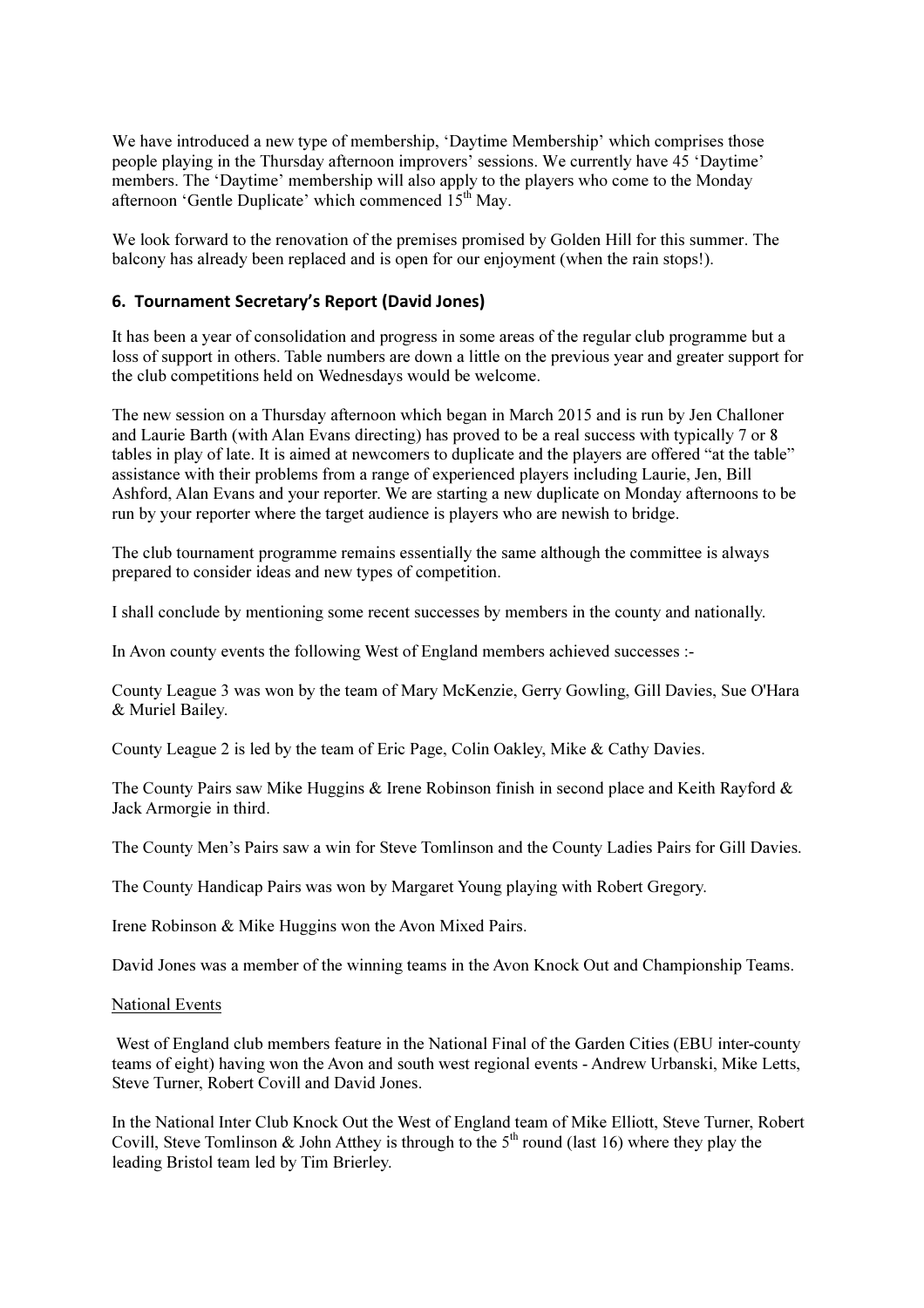We have introduced a new type of membership, 'Daytime Membership' which comprises those people playing in the Thursday afternoon improvers' sessions. We currently have 45 'Daytime' members. The 'Daytime' membership will also apply to the players who come to the Monday afternoon 'Gentle Duplicate' which commenced 15th May.

We look forward to the renovation of the premises promised by Golden Hill for this summer. The balcony has already been replaced and is open for our enjoyment (when the rain stops!).

## 6. Tournament Secretary's Report (David Jones)

It has been a year of consolidation and progress in some areas of the regular club programme but a loss of support in others. Table numbers are down a little on the previous year and greater support for the club competitions held on Wednesdays would be welcome.

The new session on a Thursday afternoon which began in March 2015 and is run by Jen Challoner and Laurie Barth (with Alan Evans directing) has proved to be a real success with typically 7 or 8 tables in play of late. It is aimed at newcomers to duplicate and the players are offered "at the table" assistance with their problems from a range of experienced players including Laurie, Jen, Bill Ashford, Alan Evans and your reporter. We are starting a new duplicate on Monday afternoons to be run by your reporter where the target audience is players who are newish to bridge.

The club tournament programme remains essentially the same although the committee is always prepared to consider ideas and new types of competition.

I shall conclude by mentioning some recent successes by members in the county and nationally.

In Avon county events the following West of England members achieved successes :-

County League 3 was won by the team of Mary McKenzie, Gerry Gowling, Gill Davies, Sue O'Hara & Muriel Bailey.

County League 2 is led by the team of Eric Page, Colin Oakley, Mike & Cathy Davies.

The County Pairs saw Mike Huggins & Irene Robinson finish in second place and Keith Rayford & Jack Armorgie in third.

The County Men's Pairs saw a win for Steve Tomlinson and the County Ladies Pairs for Gill Davies.

The County Handicap Pairs was won by Margaret Young playing with Robert Gregory.

Irene Robinson & Mike Huggins won the Avon Mixed Pairs.

David Jones was a member of the winning teams in the Avon Knock Out and Championship Teams.

National Events

West of England club members feature in the National Final of the Garden Cities (EBU inter-county teams of eight) having won the Avon and south west regional events - Andrew Urbanski, Mike Letts, Steve Turner, Robert Covill and David Jones.

In the National Inter Club Knock Out the West of England team of Mike Elliott, Steve Turner, Robert Covill, Steve Tomlinson & John Atthey is through to the 5th round (last 16) where they play the leading Bristol team led by Tim Brierley.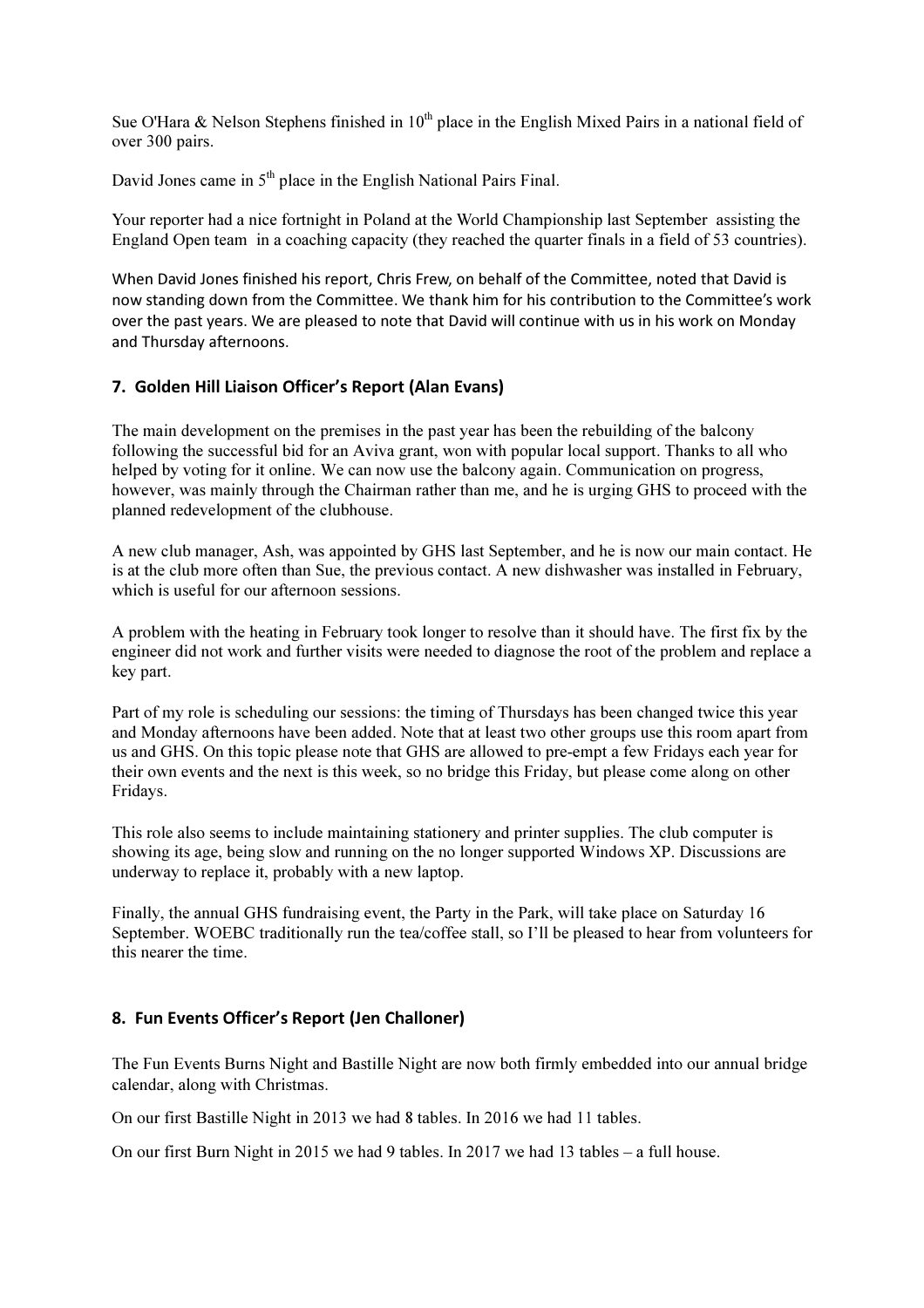Sue O'Hara & Nelson Stephens finished in 10th place in the English Mixed Pairs in a national field of over 300 pairs.

David Jones came in 5th place in the English National Pairs Final.

Your reporter had a nice fortnight in Poland at the World Championship last September assisting the England Open team in a coaching capacity (they reached the quarter finals in a field of 53 countries).

When David Jones finished his report, Chris Frew, on behalf of the Committee, noted that David is now standing down from the Committee. We thank him for his contribution to the Committee's work over the past years. We are pleased to note that David will continue with us in his work on Monday and Thursday afternoons.

## 7. Golden Hill Liaison Officer's Report (Alan Evans)

The main development on the premises in the past year has been the rebuilding of the balcony following the successful bid for an Aviva grant, won with popular local support. Thanks to all who helped by voting for it online. We can now use the balcony again. Communication on progress, however, was mainly through the Chairman rather than me, and he is urging GHS to proceed with the planned redevelopment of the clubhouse.

A new club manager, Ash, was appointed by GHS last September, and he is now our main contact. He is at the club more often than Sue, the previous contact. A new dishwasher was installed in February, which is useful for our afternoon sessions.

A problem with the heating in February took longer to resolve than it should have. The first fix by the engineer did not work and further visits were needed to diagnose the root of the problem and replace a key part.

Part of my role is scheduling our sessions: the timing of Thursdays has been changed twice this year and Monday afternoons have been added. Note that at least two other groups use this room apart from us and GHS. On this topic please note that GHS are allowed to pre-empt a few Fridays each year for their own events and the next is this week, so no bridge this Friday, but please come along on other Fridays.

This role also seems to include maintaining stationery and printer supplies. The club computer is showing its age, being slow and running on the no longer supported Windows XP. Discussions are underway to replace it, probably with a new laptop.

Finally, the annual GHS fundraising event, the Party in the Park, will take place on Saturday 16 September. WOEBC traditionally run the tea/coffee stall, so I'll be pleased to hear from volunteers for this nearer the time.

## 8. Fun Events Officer's Report (Jen Challoner)

The Fun Events Burns Night and Bastille Night are now both firmly embedded into our annual bridge calendar, along with Christmas.

On our first Bastille Night in 2013 we had 8 tables. In 2016 we had 11 tables.

On our first Burn Night in 2015 we had 9 tables. In 2017 we had 13 tables – a full house.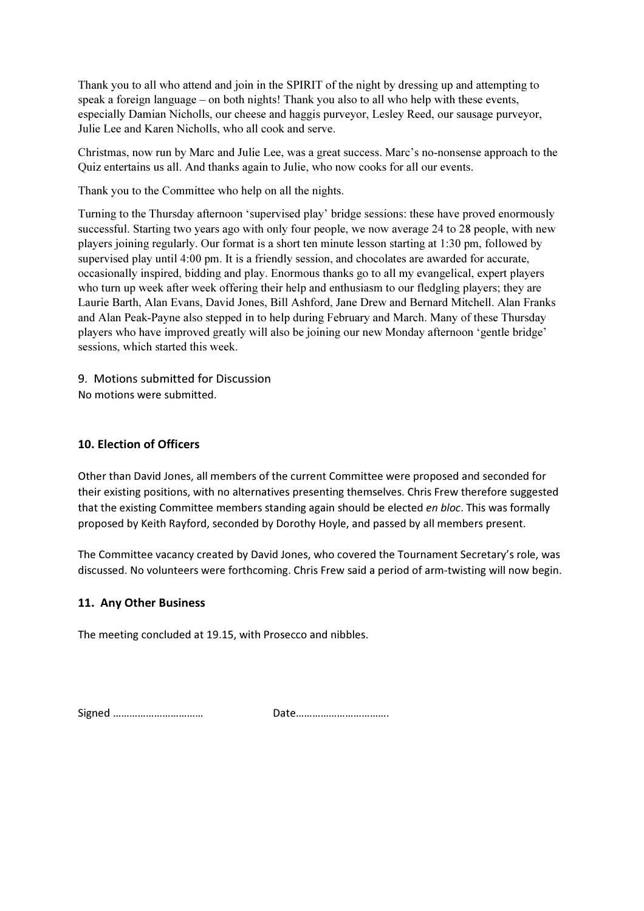Thank you to all who attend and join in the SPIRIT of the night by dressing up and attempting to speak a foreign language – on both nights! Thank you also to all who help with these events, especially Damian Nicholls, our cheese and haggis purveyor, Lesley Reed, our sausage purveyor, Julie Lee and Karen Nicholls, who all cook and serve.

Christmas, now run by Marc and Julie Lee, was a great success. Marc's no-nonsense approach to the Quiz entertains us all. And thanks again to Julie, who now cooks for all our events.

Thank you to the Committee who help on all the nights.

Turning to the Thursday afternoon 'supervised play' bridge sessions: these have proved enormously successful. Starting two years ago with only four people, we now average 24 to 28 people, with new players joining regularly. Our format is a short ten minute lesson starting at 1:30 pm, followed by supervised play until 4:00 pm. It is a friendly session, and chocolates are awarded for accurate, occasionally inspired, bidding and play. Enormous thanks go to all my evangelical, expert players who turn up week after week offering their help and enthusiasm to our fledgling players; they are Laurie Barth, Alan Evans, David Jones, Bill Ashford, Jane Drew and Bernard Mitchell. Alan Franks and Alan Peak-Payne also stepped in to help during February and March. Many of these Thursday players who have improved greatly will also be joining our new Monday afternoon 'gentle bridge' sessions, which started this week.

## 9. Motions submitted for Discussion

No motions were submitted.

## 10. Election of Officers

Other than David Jones, all members of the current Committee were proposed and seconded for their existing positions, with no alternatives presenting themselves. Chris Frew therefore suggested that the existing Committee members standing again should be elected *en bloc*. This was formally proposed by Keith Rayford, seconded by Dorothy Hoyle, and passed by all members present.

The Committee vacancy created by David Jones, who covered the Tournament Secretary's role, was discussed. No volunteers were forthcoming. Chris Frew said a period of arm-twisting will now begin.

## 11. Any Other Business

The meeting concluded at 19.15, with Prosecco and nibbles.

Signed …………………………… Date…………………………….